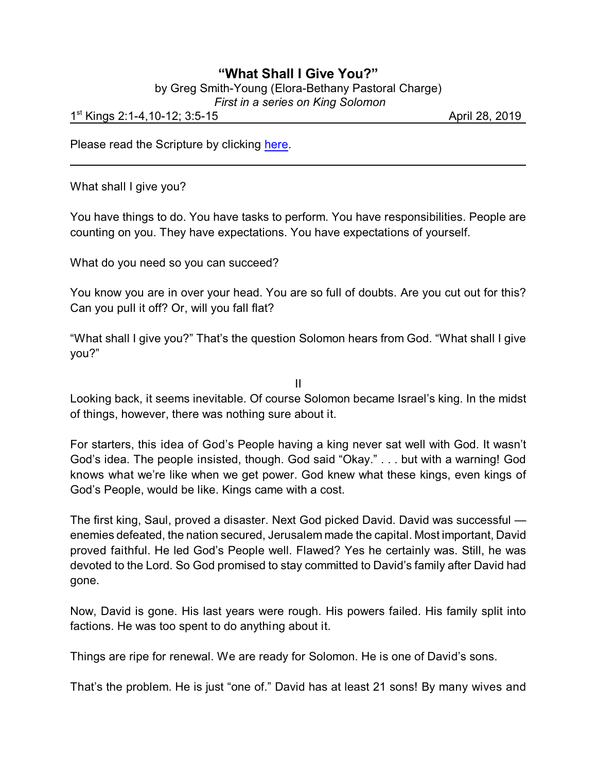# "What Shall I Give You?"

by Greg Smith-Young (Elora-Bethany Pastoral Charge)

*First in a series on King Solomon*

1st Kings 2:1-4,10-12; 3:5-15 April 28, 2019

Please read the Scripture by clicking here.

---

What shall I give you?

You have things to do. You have tasks to perform. You have responsibilities. People are counting on you. They have expectations. You have expectations of yourself.

What do you need so you can succeed?

You know you are in over your head. You are so full of doubts. Are you cut out for this? Can you pull it off? Or, will you fall flat?

"What shall I give you?" That's the question Solomon hears from God. "What shall I give you?"

II

Looking back, it seems inevitable. Of course Solomon became Israel's king. In the midst of things, however, there was nothing sure about it.

For starters, this idea of God's People having a king never sat well with God. It wasn't God's idea. The people insisted, though. God said "Okay." . . . but with a warning! God knows what we're like when we get power. God knew what these kings, even kings of God's People, would be like. Kings came with a cost.

The first king, Saul, proved a disaster. Next God picked David. David was successful — enemies defeated, the nation secured, Jerusalem made the capital. Most important, David proved faithful. He led God's People well. Flawed? Yes he certainly was. Still, he was devoted to the Lord. So God promised to stay committed to David's family after David had gone.

Now, David is gone. His last years were rough. His powers failed. His family split into factions. He was too spent to do anything about it.

Things are ripe for renewal. We are ready for Solomon. He is one of David's sons.

That's the problem. He is just "one of." David has at least 21 sons! By many wives and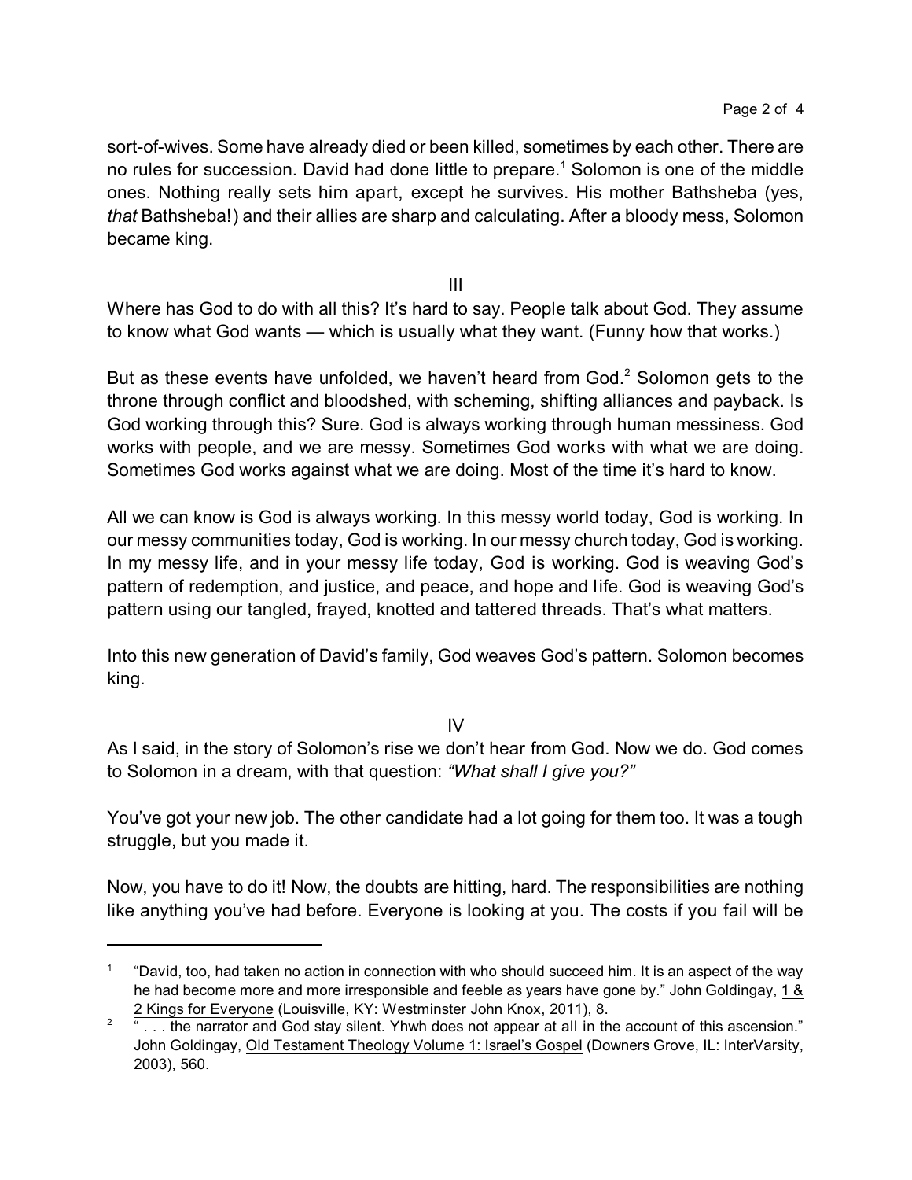sort-of-wives. Some have already died or been killed, sometimes by each other. There are no rules for succession. David had done little to prepare.[1] Solomon is one of the middle ones. Nothing really sets him apart, except he survives. His mother Bathsheba (yes, *that* Bathsheba!) and their allies are sharp and calculating. After a bloody mess, Solomon became king.

III

Where has God to do with all this? It's hard to say. People talk about God. They assume to know what God wants — which is usually what they want. (Funny how that works.)

But as these events have unfolded, we haven't heard from God.[2] Solomon gets to the throne through conflict and bloodshed, with scheming, shifting alliances and payback. Is God working through this? Sure. God is always working through human messiness. God works with people, and we are messy. Sometimes God works with what we are doing. Sometimes God works against what we are doing. Most of the time it's hard to know.

All we can know is God is always working. In this messy world today, God is working. In our messy communities today, God is working. In our messy church today, God is working. In my messy life, and in your messy life today, God is working. God is weaving God's pattern of redemption, and justice, and peace, and hope and life. God is weaving God's pattern using our tangled, frayed, knotted and tattered threads. That's what matters.

Into this new generation of David's family, God weaves God's pattern. Solomon becomes king.

IV

As I said, in the story of Solomon's rise we don't hear from God. Now we do. God comes to Solomon in a dream, with that question: *"What shall I give you?"*

You've got your new job. The other candidate had a lot going for them too. It was a tough struggle, but you made it.

Now, you have to do it! Now, the doubts are hitting, hard. The responsibilities are nothing like anything you've had before. Everyone is looking at you. The costs if you fail will be

---

[1] "David, too, had taken no action in connection with who should succeed him. It is an aspect of the way he had become more and more irresponsible and feeble as years have gone by." John Goldingay, 1 & 2 Kings for Everyone (Louisville, KY: Westminster John Knox, 2011), 8.

[2] " . . . the narrator and God stay silent. Yhwh does not appear at all in the account of this ascension." John Goldingay, Old Testament Theology Volume 1: Israel's Gospel (Downers Grove, IL: InterVarsity, 2003), 560.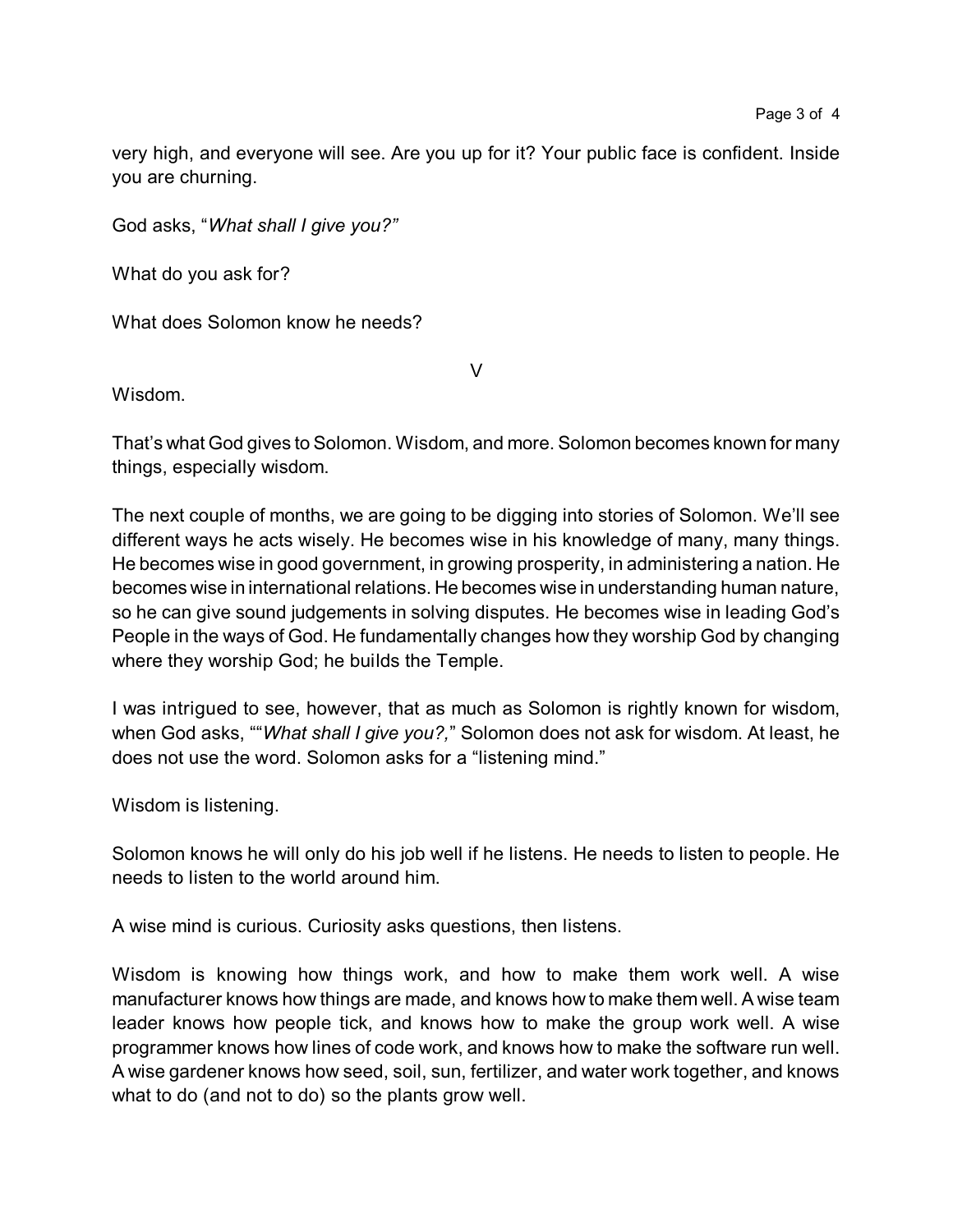very high, and everyone will see. Are you up for it? Your public face is confident. Inside you are churning.

God asks, "*What shall I give you?"*

What do you ask for?

What does Solomon know he needs?

V

Wisdom.

That's what God gives to Solomon. Wisdom, and more. Solomon becomes known for many things, especially wisdom.

The next couple of months, we are going to be digging into stories of Solomon. We'll see different ways he acts wisely. He becomes wise in his knowledge of many, many things. He becomes wise in good government, in growing prosperity, in administering a nation. He becomes wise in international relations. He becomes wise in understanding human nature, so he can give sound judgements in solving disputes. He becomes wise in leading God's People in the ways of God. He fundamentally changes how they worship God by changing where they worship God; he builds the Temple.

I was intrigued to see, however, that as much as Solomon is rightly known for wisdom, when God asks, ""*What shall I give you?,*" Solomon does not ask for wisdom. At least, he does not use the word. Solomon asks for a "listening mind."

Wisdom is listening.

Solomon knows he will only do his job well if he listens. He needs to listen to people. He needs to listen to the world around him.

A wise mind is curious. Curiosity asks questions, then listens.

Wisdom is knowing how things work, and how to make them work well. A wise manufacturer knows how things are made, and knows how to make them well. A wise team leader knows how people tick, and knows how to make the group work well. A wise programmer knows how lines of code work, and knows how to make the software run well. A wise gardener knows how seed, soil, sun, fertilizer, and water work together, and knows what to do (and not to do) so the plants grow well.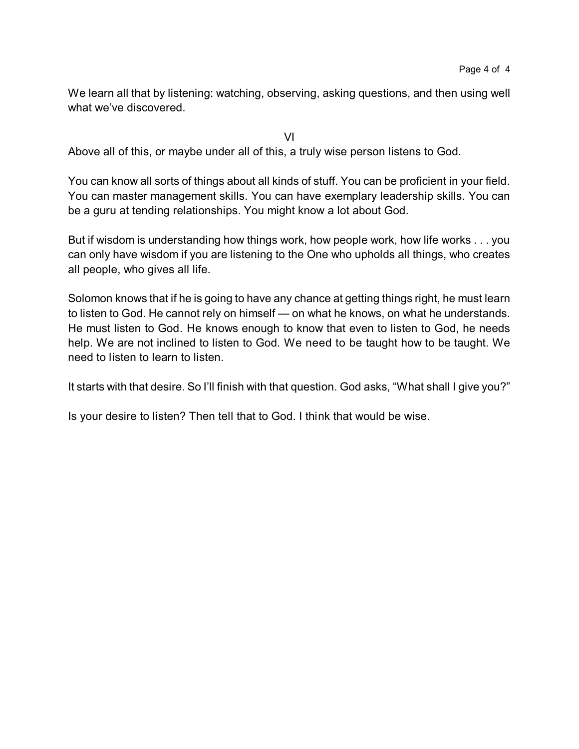We learn all that by listening: watching, observing, asking questions, and then using well what we've discovered.

VI

Above all of this, or maybe under all of this, a truly wise person listens to God.

You can know all sorts of things about all kinds of stuff. You can be proficient in your field. You can master management skills. You can have exemplary leadership skills. You can be a guru at tending relationships. You might know a lot about God.

But if wisdom is understanding how things work, how people work, how life works . . . you can only have wisdom if you are listening to the One who upholds all things, who creates all people, who gives all life.

Solomon knows that if he is going to have any chance at getting things right, he must learn to listen to God. He cannot rely on himself — on what he knows, on what he understands. He must listen to God. He knows enough to know that even to listen to God, he needs help. We are not inclined to listen to God. We need to be taught how to be taught. We need to listen to learn to listen.

It starts with that desire. So I'll finish with that question. God asks, "What shall I give you?"

Is your desire to listen? Then tell that to God. I think that would be wise.